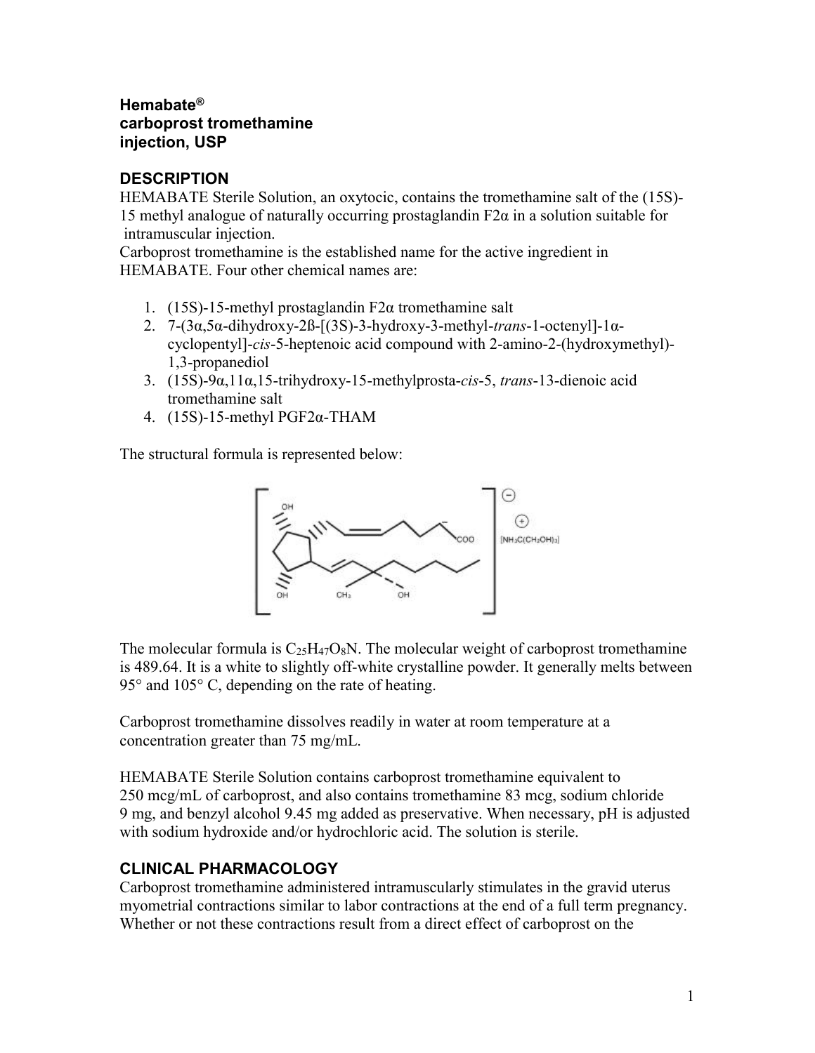**Hemabate®**
**carboprost tromethamine**
**injection, USP**

## DESCRIPTION

HEMABATE Sterile Solution, an oxytocic, contains the tromethamine salt of the (15S)-15 methyl analogue of naturally occurring prostaglandin F2α in a solution suitable for intramuscular injection.

Carboprost tromethamine is the established name for the active ingredient in HEMABATE. Four other chemical names are:

1. (15S)-15-methyl prostaglandin F2α tromethamine salt
2. 7-(3α,5α-dihydroxy-2ß-[(3S)-3-hydroxy-3-methyl-*trans*-1-octenyl]-1α-cyclopentyl]-*cis*-5-heptenoic acid compound with 2-amino-2-(hydroxymethyl)-1,3-propanediol
3. (15S)-9α,11α,15-trihydroxy-15-methylprosta-*cis*-5, *trans*-13-dienoic acid tromethamine salt
4. (15S)-15-methyl PGF2α-THAM

The structural formula is represented below:

The molecular formula is $C_{25}H_{47}O_8N$. The molecular weight of carboprost tromethamine is 489.64. It is a white to slightly off-white crystalline powder. It generally melts between 95° and 105° C, depending on the rate of heating.

Carboprost tromethamine dissolves readily in water at room temperature at a concentration greater than 75 mg/mL.

HEMABATE Sterile Solution contains carboprost tromethamine equivalent to 250 mcg/mL of carboprost, and also contains tromethamine 83 mcg, sodium chloride 9 mg, and benzyl alcohol 9.45 mg added as preservative. When necessary, pH is adjusted with sodium hydroxide and/or hydrochloric acid. The solution is sterile.

## CLINICAL PHARMACOLOGY

Carboprost tromethamine administered intramuscularly stimulates in the gravid uterus myometrial contractions similar to labor contractions at the end of a full term pregnancy. Whether or not these contractions result from a direct effect of carboprost on the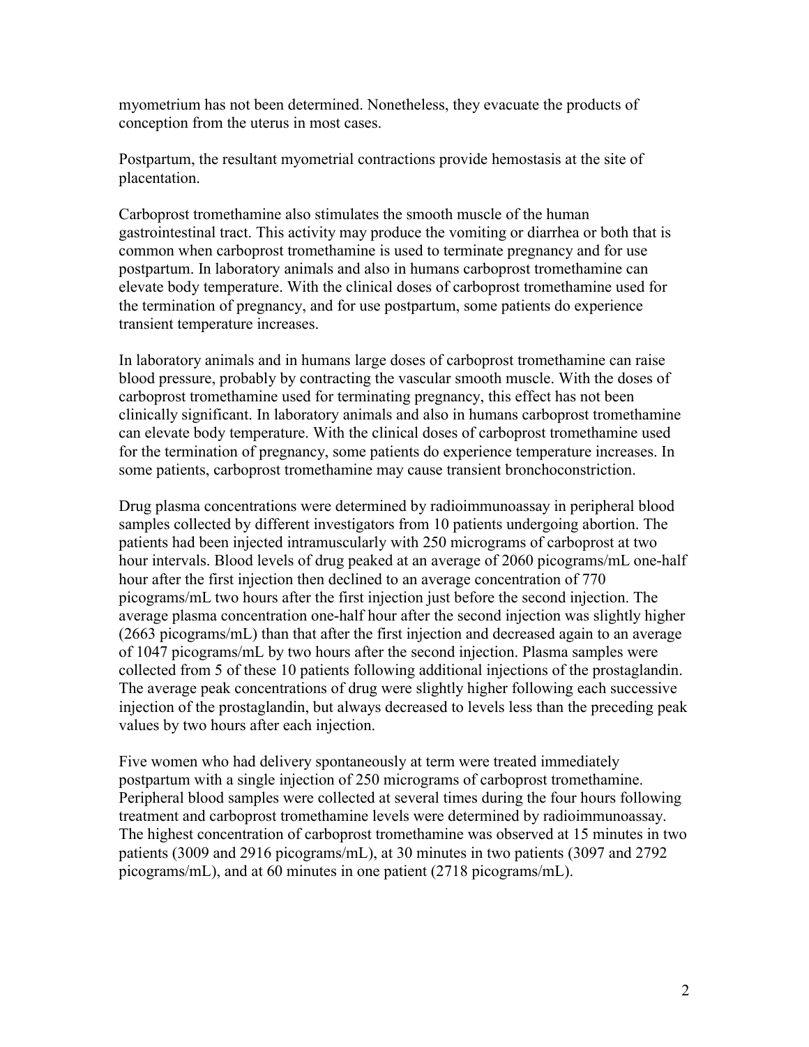myometrium has not been determined. Nonetheless, they evacuate the products of conception from the uterus in most cases.

Postpartum, the resultant myometrial contractions provide hemostasis at the site of placentation.

Carboprost tromethamine also stimulates the smooth muscle of the human gastrointestinal tract. This activity may produce the vomiting or diarrhea or both that is common when carboprost tromethamine is used to terminate pregnancy and for use postpartum. In laboratory animals and also in humans carboprost tromethamine can elevate body temperature. With the clinical doses of carboprost tromethamine used for the termination of pregnancy, and for use postpartum, some patients do experience transient temperature increases.

In laboratory animals and in humans large doses of carboprost tromethamine can raise blood pressure, probably by contracting the vascular smooth muscle. With the doses of carboprost tromethamine used for terminating pregnancy, this effect has not been clinically significant. In laboratory animals and also in humans carboprost tromethamine can elevate body temperature. With the clinical doses of carboprost tromethamine used for the termination of pregnancy, some patients do experience temperature increases. In some patients, carboprost tromethamine may cause transient bronchoconstriction.

Drug plasma concentrations were determined by radioimmunoassay in peripheral blood samples collected by different investigators from 10 patients undergoing abortion. The patients had been injected intramuscularly with 250 micrograms of carboprost at two hour intervals. Blood levels of drug peaked at an average of 2060 picograms/mL one-half hour after the first injection then declined to an average concentration of 770 picograms/mL two hours after the first injection just before the second injection. The average plasma concentration one-half hour after the second injection was slightly higher (2663 picograms/mL) than that after the first injection and decreased again to an average of 1047 picograms/mL by two hours after the second injection. Plasma samples were collected from 5 of these 10 patients following additional injections of the prostaglandin. The average peak concentrations of drug were slightly higher following each successive injection of the prostaglandin, but always decreased to levels less than the preceding peak values by two hours after each injection.

Five women who had delivery spontaneously at term were treated immediately postpartum with a single injection of 250 micrograms of carboprost tromethamine. Peripheral blood samples were collected at several times during the four hours following treatment and carboprost tromethamine levels were determined by radioimmunoassay. The highest concentration of carboprost tromethamine was observed at 15 minutes in two patients (3009 and 2916 picograms/mL), at 30 minutes in two patients (3097 and 2792 picograms/mL), and at 60 minutes in one patient (2718 picograms/mL).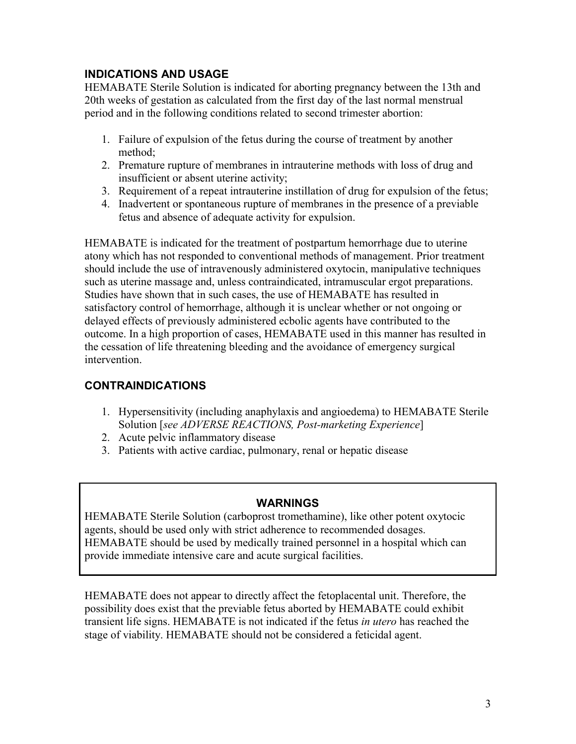## INDICATIONS AND USAGE

HEMABATE Sterile Solution is indicated for aborting pregnancy between the 13th and 20th weeks of gestation as calculated from the first day of the last normal menstrual period and in the following conditions related to second trimester abortion:

1. Failure of expulsion of the fetus during the course of treatment by another method;
2. Premature rupture of membranes in intrauterine methods with loss of drug and insufficient or absent uterine activity;
3. Requirement of a repeat intrauterine instillation of drug for expulsion of the fetus;
4. Inadvertent or spontaneous rupture of membranes in the presence of a previable fetus and absence of adequate activity for expulsion.

HEMABATE is indicated for the treatment of postpartum hemorrhage due to uterine atony which has not responded to conventional methods of management. Prior treatment should include the use of intravenously administered oxytocin, manipulative techniques such as uterine massage and, unless contraindicated, intramuscular ergot preparations. Studies have shown that in such cases, the use of HEMABATE has resulted in satisfactory control of hemorrhage, although it is unclear whether or not ongoing or delayed effects of previously administered ecbolic agents have contributed to the outcome. In a high proportion of cases, HEMABATE used in this manner has resulted in the cessation of life threatening bleeding and the avoidance of emergency surgical intervention.

## CONTRAINDICATIONS

1. Hypersensitivity (including anaphylaxis and angioedema) to HEMABATE Sterile Solution [*see ADVERSE REACTIONS, Post-marketing Experience*]
2. Acute pelvic inflammatory disease
3. Patients with active cardiac, pulmonary, renal or hepatic disease

## WARNINGS

HEMABATE Sterile Solution (carboprost tromethamine), like other potent oxytocic agents, should be used only with strict adherence to recommended dosages. HEMABATE should be used by medically trained personnel in a hospital which can provide immediate intensive care and acute surgical facilities.

HEMABATE does not appear to directly affect the fetoplacental unit. Therefore, the possibility does exist that the previable fetus aborted by HEMABATE could exhibit transient life signs. HEMABATE is not indicated if the fetus *in utero* has reached the stage of viability. HEMABATE should not be considered a feticidal agent.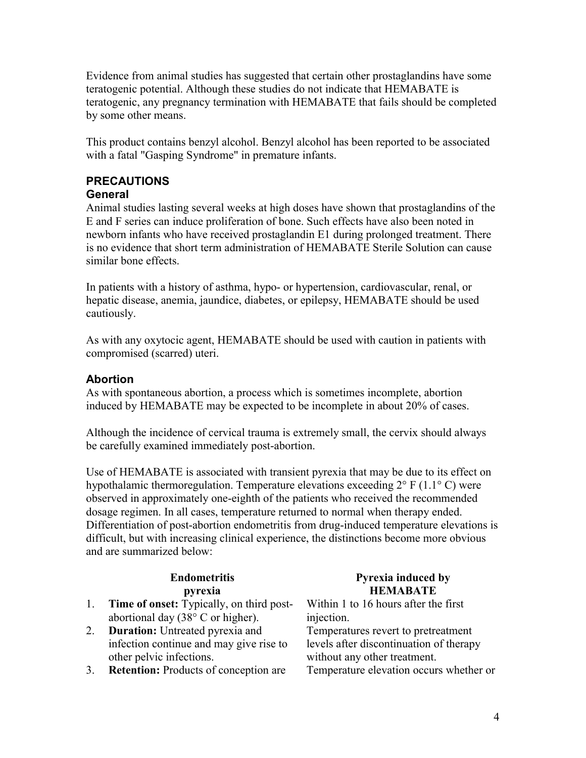Evidence from animal studies has suggested that certain other prostaglandins have some teratogenic potential. Although these studies do not indicate that HEMABATE is teratogenic, any pregnancy termination with HEMABATE that fails should be completed by some other means.

This product contains benzyl alcohol. Benzyl alcohol has been reported to be associated with a fatal "Gasping Syndrome" in premature infants.

## PRECAUTIONS

### General

Animal studies lasting several weeks at high doses have shown that prostaglandins of the E and F series can induce proliferation of bone. Such effects have also been noted in newborn infants who have received prostaglandin E1 during prolonged treatment. There is no evidence that short term administration of HEMABATE Sterile Solution can cause similar bone effects.

In patients with a history of asthma, hypo- or hypertension, cardiovascular, renal, or hepatic disease, anemia, jaundice, diabetes, or epilepsy, HEMABATE should be used cautiously.

As with any oxytocic agent, HEMABATE should be used with caution in patients with compromised (scarred) uteri.

### Abortion

As with spontaneous abortion, a process which is sometimes incomplete, abortion induced by HEMABATE may be expected to be incomplete in about 20% of cases.

Although the incidence of cervical trauma is extremely small, the cervix should always be carefully examined immediately post-abortion.

Use of HEMABATE is associated with transient pyrexia that may be due to its effect on hypothalamic thermoregulation. Temperature elevations exceeding 2° F (1.1° C) were observed in approximately one-eighth of the patients who received the recommended dosage regimen. In all cases, temperature returned to normal when therapy ended. Differentiation of post-abortion endometritis from drug-induced temperature elevations is difficult, but with increasing clinical experience, the distinctions become more obvious and are summarized below:

| | Endometritis pyrexia | Pyrexia induced by HEMABATE |
|---|---|---|
| 1. | **Time of onset:** Typically, on third post-abortional day (38° C or higher). | Within 1 to 16 hours after the first injection. |
| 2. | **Duration:** Untreated pyrexia and infection continue and may give rise to other pelvic infections. | Temperatures revert to pretreatment levels after discontinuation of therapy without any other treatment. |
| 3. | **Retention:** Products of conception are | Temperature elevation occurs whether or |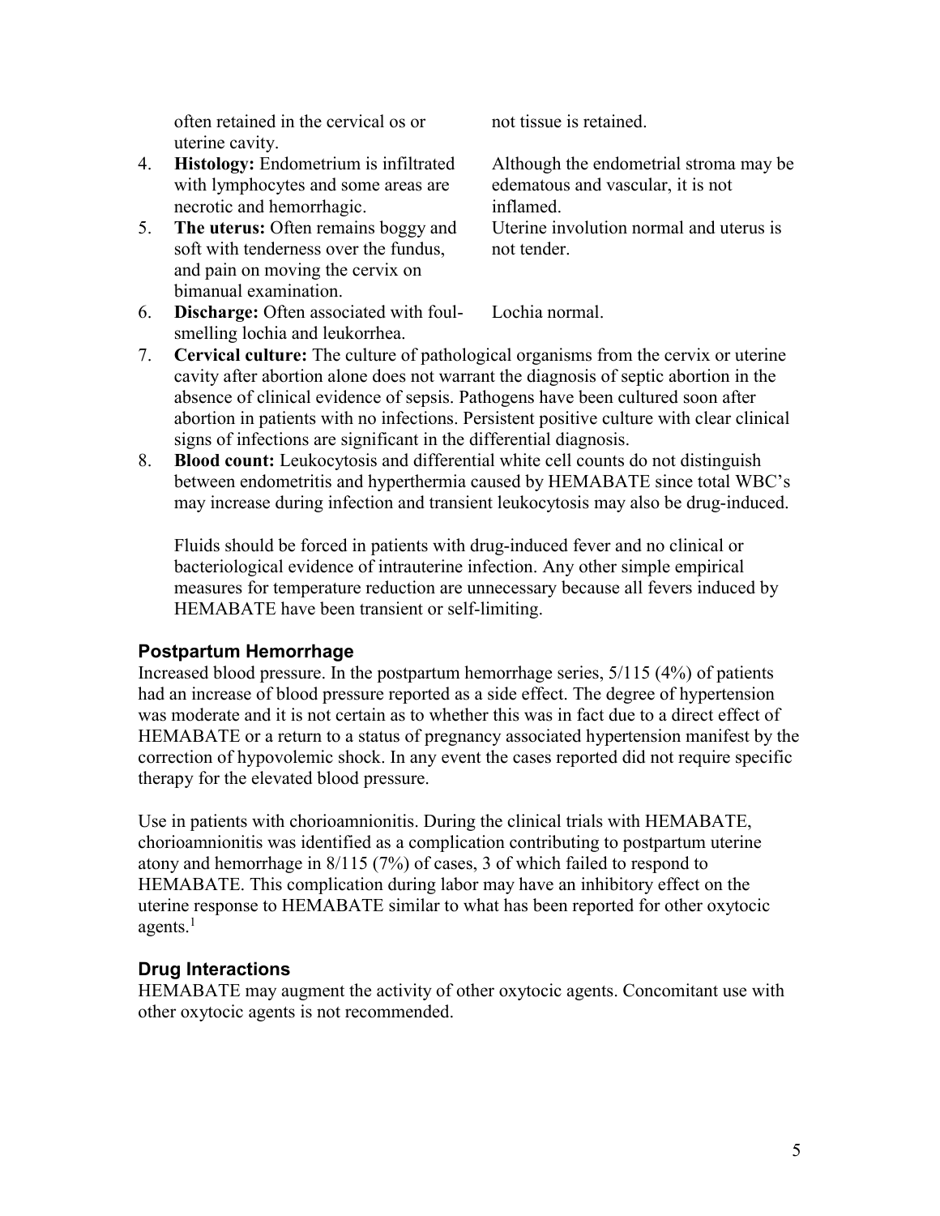| | |
|---|---|
| often retained in the cervical os or uterine cavity. | not tissue is retained. |
| 4. **Histology:** Endometrium is infiltrated with lymphocytes and some areas are necrotic and hemorrhagic. | Although the endometrial stroma may be edematous and vascular, it is not inflamed. |
| 5. **The uterus:** Often remains boggy and soft with tenderness over the fundus, and pain on moving the cervix on bimanual examination. | Uterine involution normal and uterus is not tender. |
| 6. **Discharge:** Often associated with foul-smelling lochia and leukorrhea. | Lochia normal. |

7. **Cervical culture:** The culture of pathological organisms from the cervix or uterine cavity after abortion alone does not warrant the diagnosis of septic abortion in the absence of clinical evidence of sepsis. Pathogens have been cultured soon after abortion in patients with no infections. Persistent positive culture with clear clinical signs of infections are significant in the differential diagnosis.
8. **Blood count:** Leukocytosis and differential white cell counts do not distinguish between endometritis and hyperthermia caused by HEMABATE since total WBC's may increase during infection and transient leukocytosis may also be drug-induced.

   Fluids should be forced in patients with drug-induced fever and no clinical or bacteriological evidence of intrauterine infection. Any other simple empirical measures for temperature reduction are unnecessary because all fevers induced by HEMABATE have been transient or self-limiting.

### Postpartum Hemorrhage

Increased blood pressure. In the postpartum hemorrhage series, 5/115 (4%) of patients had an increase of blood pressure reported as a side effect. The degree of hypertension was moderate and it is not certain as to whether this was in fact due to a direct effect of HEMABATE or a return to a status of pregnancy associated hypertension manifest by the correction of hypovolemic shock. In any event the cases reported did not require specific therapy for the elevated blood pressure.

Use in patients with chorioamnionitis. During the clinical trials with HEMABATE, chorioamnionitis was identified as a complication contributing to postpartum uterine atony and hemorrhage in 8/115 (7%) of cases, 3 of which failed to respond to HEMABATE. This complication during labor may have an inhibitory effect on the uterine response to HEMABATE similar to what has been reported for other oxytocic agents.[1]

### Drug Interactions

HEMABATE may augment the activity of other oxytocic agents. Concomitant use with other oxytocic agents is not recommended.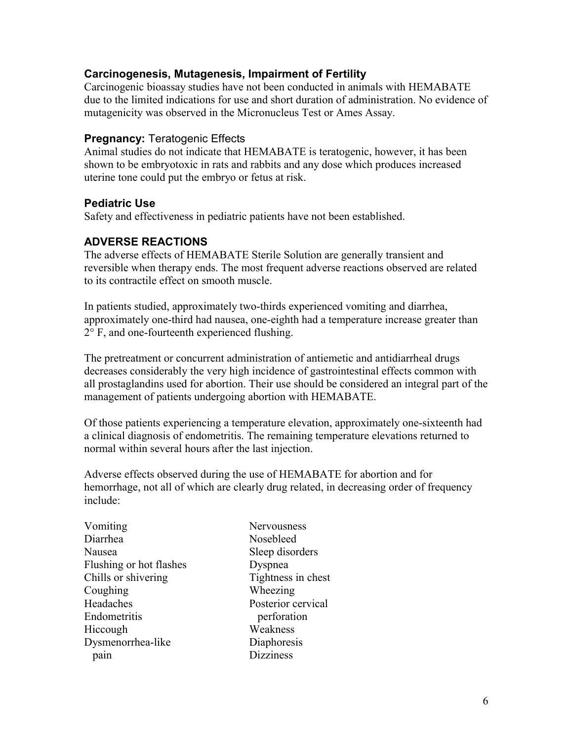### Carcinogenesis, Mutagenesis, Impairment of Fertility

Carcinogenic bioassay studies have not been conducted in animals with HEMABATE due to the limited indications for use and short duration of administration. No evidence of mutagenicity was observed in the Micronucleus Test or Ames Assay.

### **Pregnancy:** Teratogenic Effects

Animal studies do not indicate that HEMABATE is teratogenic, however, it has been shown to be embryotoxic in rats and rabbits and any dose which produces increased uterine tone could put the embryo or fetus at risk.

### Pediatric Use

Safety and effectiveness in pediatric patients have not been established.

## ADVERSE REACTIONS

The adverse effects of HEMABATE Sterile Solution are generally transient and reversible when therapy ends. The most frequent adverse reactions observed are related to its contractile effect on smooth muscle.

In patients studied, approximately two-thirds experienced vomiting and diarrhea, approximately one-third had nausea, one-eighth had a temperature increase greater than 2° F, and one-fourteenth experienced flushing.

The pretreatment or concurrent administration of antiemetic and antidiarrheal drugs decreases considerably the very high incidence of gastrointestinal effects common with all prostaglandins used for abortion. Their use should be considered an integral part of the management of patients undergoing abortion with HEMABATE.

Of those patients experiencing a temperature elevation, approximately one-sixteenth had a clinical diagnosis of endometritis. The remaining temperature elevations returned to normal within several hours after the last injection.

Adverse effects observed during the use of HEMABATE for abortion and for hemorrhage, not all of which are clearly drug related, in decreasing order of frequency include:

Vomiting
Diarrhea
Nausea
Flushing or hot flashes
Chills or shivering
Coughing
Headaches
Endometritis
Hiccough
Dysmenorrhea-like pain
Nervousness
Nosebleed
Sleep disorders
Dyspnea
Tightness in chest
Wheezing
Posterior cervical perforation
Weakness
Diaphoresis
Dizziness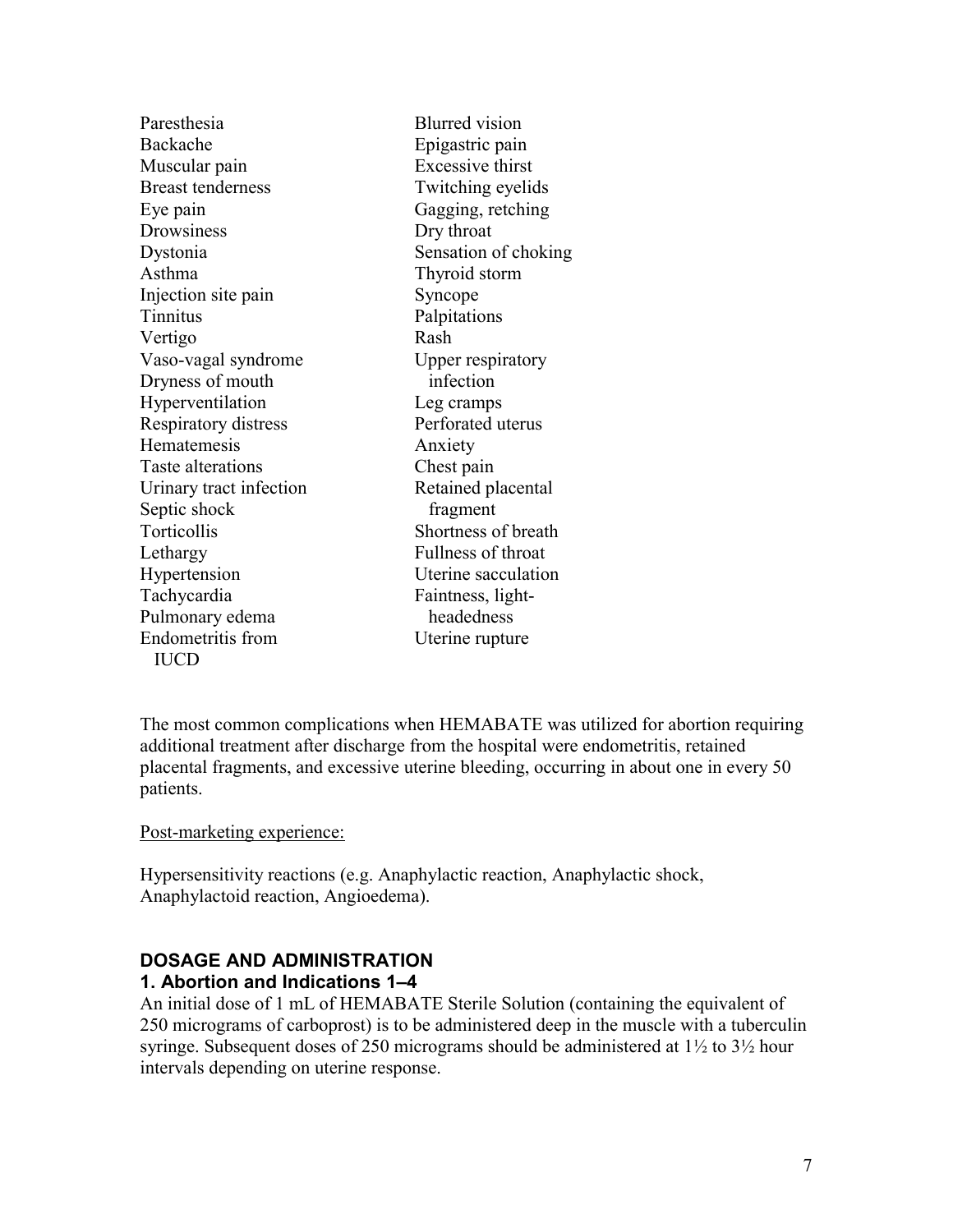- Paresthesia
- Backache
- Muscular pain
- Breast tenderness
- Eye pain
- Drowsiness
- Dystonia
- Asthma
- Injection site pain
- Tinnitus
- Vertigo
- Vaso-vagal syndrome
- Dryness of mouth
- Hyperventilation
- Respiratory distress
- Hematemesis
- Taste alterations
- Urinary tract infection
- Septic shock
- Torticollis
- Lethargy
- Hypertension
- Tachycardia
- Pulmonary edema
- Endometritis from IUCD
- Blurred vision
- Epigastric pain
- Excessive thirst
- Twitching eyelids
- Gagging, retching
- Dry throat
- Sensation of choking
- Thyroid storm
- Syncope
- Palpitations
- Rash
- Upper respiratory infection
- Leg cramps
- Perforated uterus
- Anxiety
- Chest pain
- Retained placental fragment
- Shortness of breath
- Fullness of throat
- Uterine sacculation
- Faintness, light-headedness
- Uterine rupture

The most common complications when HEMABATE was utilized for abortion requiring additional treatment after discharge from the hospital were endometritis, retained placental fragments, and excessive uterine bleeding, occurring in about one in every 50 patients.

Post-marketing experience:

Hypersensitivity reactions (e.g. Anaphylactic reaction, Anaphylactic shock, Anaphylactoid reaction, Angioedema).

## DOSAGE AND ADMINISTRATION

### 1. Abortion and Indications 1–4

An initial dose of 1 mL of HEMABATE Sterile Solution (containing the equivalent of 250 micrograms of carboprost) is to be administered deep in the muscle with a tuberculin syringe. Subsequent doses of 250 micrograms should be administered at 1½ to 3½ hour intervals depending on uterine response.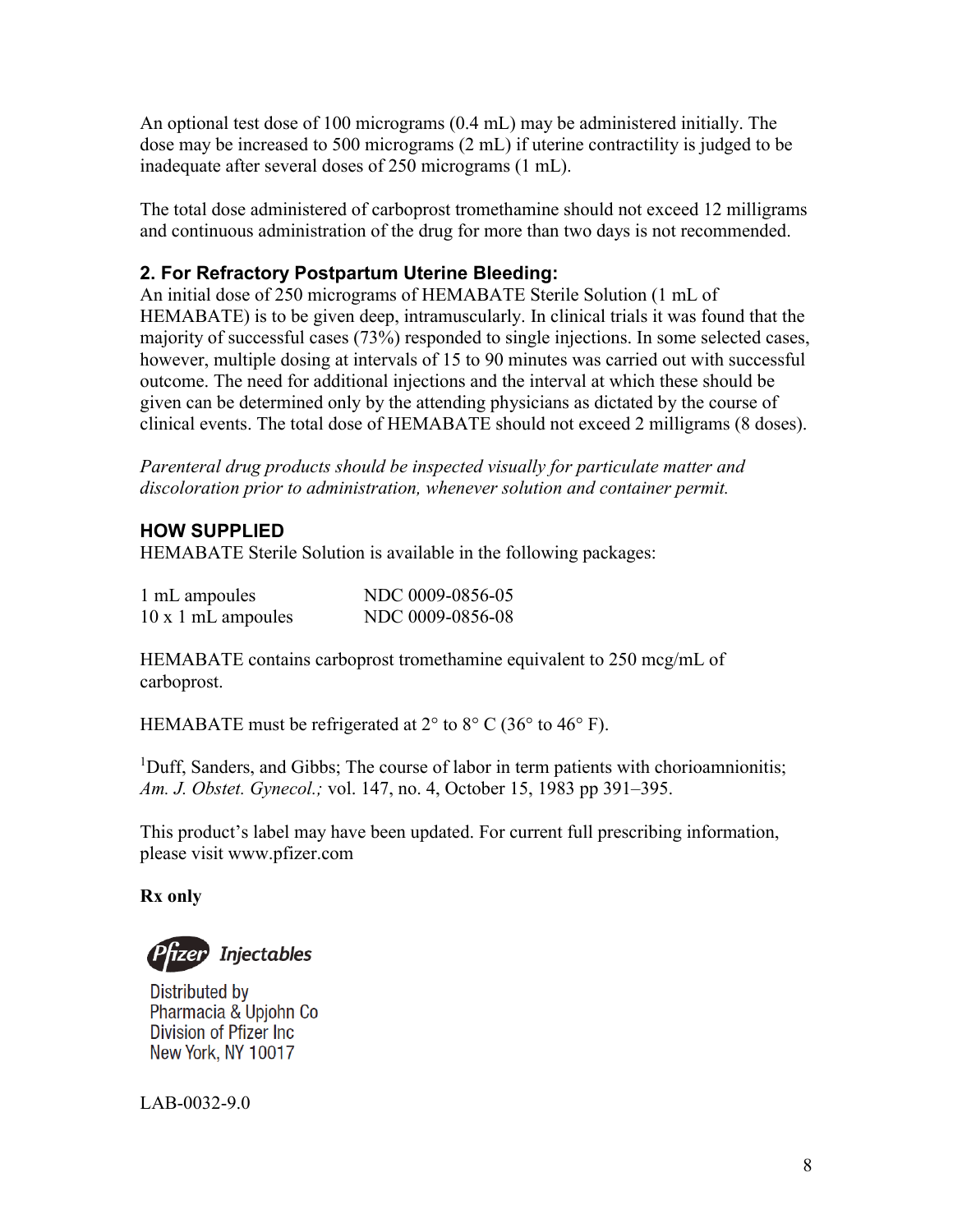An optional test dose of 100 micrograms (0.4 mL) may be administered initially. The dose may be increased to 500 micrograms (2 mL) if uterine contractility is judged to be inadequate after several doses of 250 micrograms (1 mL).

The total dose administered of carboprost tromethamine should not exceed 12 milligrams and continuous administration of the drug for more than two days is not recommended.

### 2. For Refractory Postpartum Uterine Bleeding:

An initial dose of 250 micrograms of HEMABATE Sterile Solution (1 mL of HEMABATE) is to be given deep, intramuscularly. In clinical trials it was found that the majority of successful cases (73%) responded to single injections. In some selected cases, however, multiple dosing at intervals of 15 to 90 minutes was carried out with successful outcome. The need for additional injections and the interval at which these should be given can be determined only by the attending physicians as dictated by the course of clinical events. The total dose of HEMABATE should not exceed 2 milligrams (8 doses).

*Parenteral drug products should be inspected visually for particulate matter and discoloration prior to administration, whenever solution and container permit.*

## HOW SUPPLIED

HEMABATE Sterile Solution is available in the following packages:

| | |
|---|---|
| 1 mL ampoules | NDC 0009-0856-05 |
| 10 x 1 mL ampoules | NDC 0009-0856-08 |

HEMABATE contains carboprost tromethamine equivalent to 250 mcg/mL of carboprost.

HEMABATE must be refrigerated at 2° to 8° C (36° to 46° F).

[1]Duff, Sanders, and Gibbs; The course of labor in term patients with chorioamnionitis; *Am. J. Obstet. Gynecol.;* vol. 147, no. 4, October 15, 1983 pp 391–395.

This product's label may have been updated. For current full prescribing information, please visit www.pfizer.com

**Rx only**

Pfizer Injectables

Distributed by
Pharmacia & Upjohn Co
Division of Pfizer Inc
New York, NY 10017

LAB-0032-9.0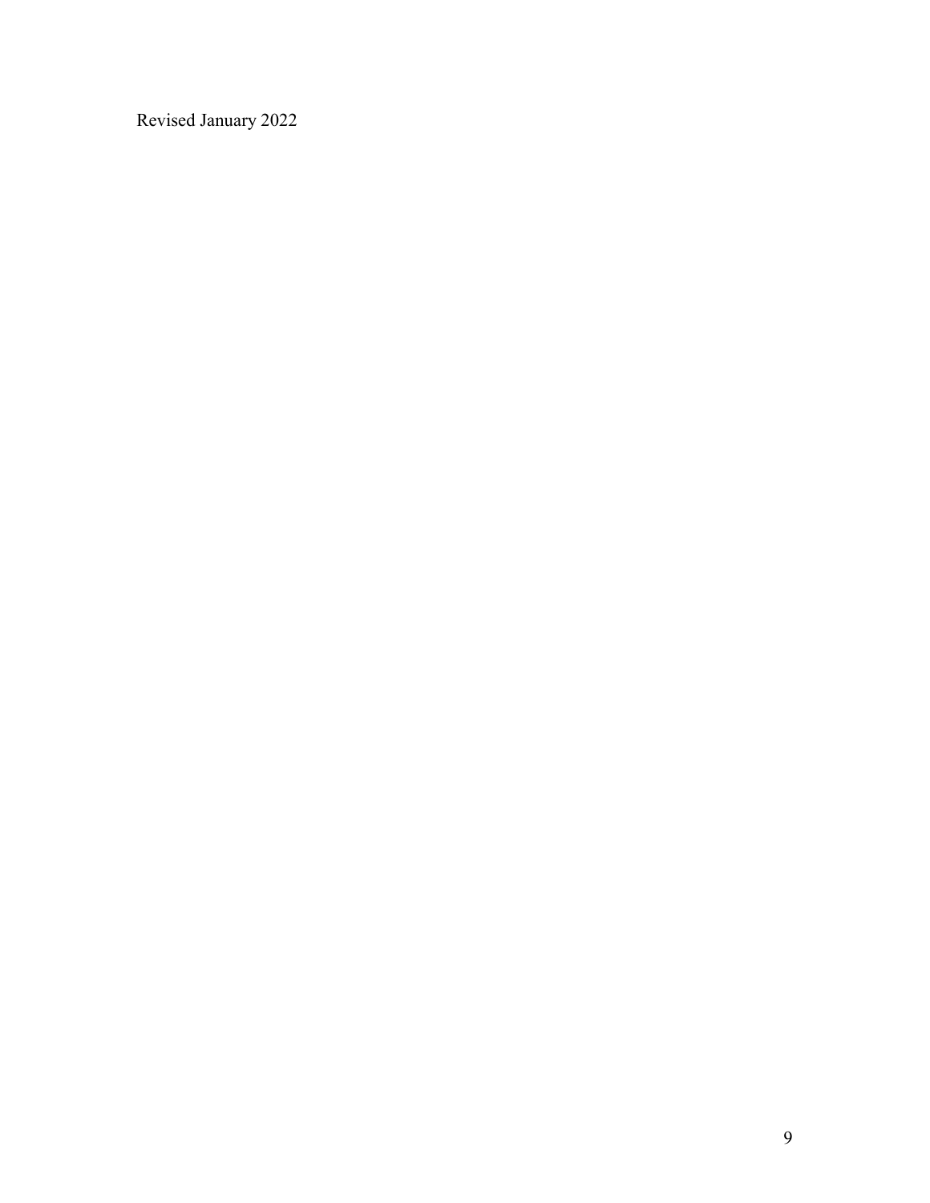Revised January 2022